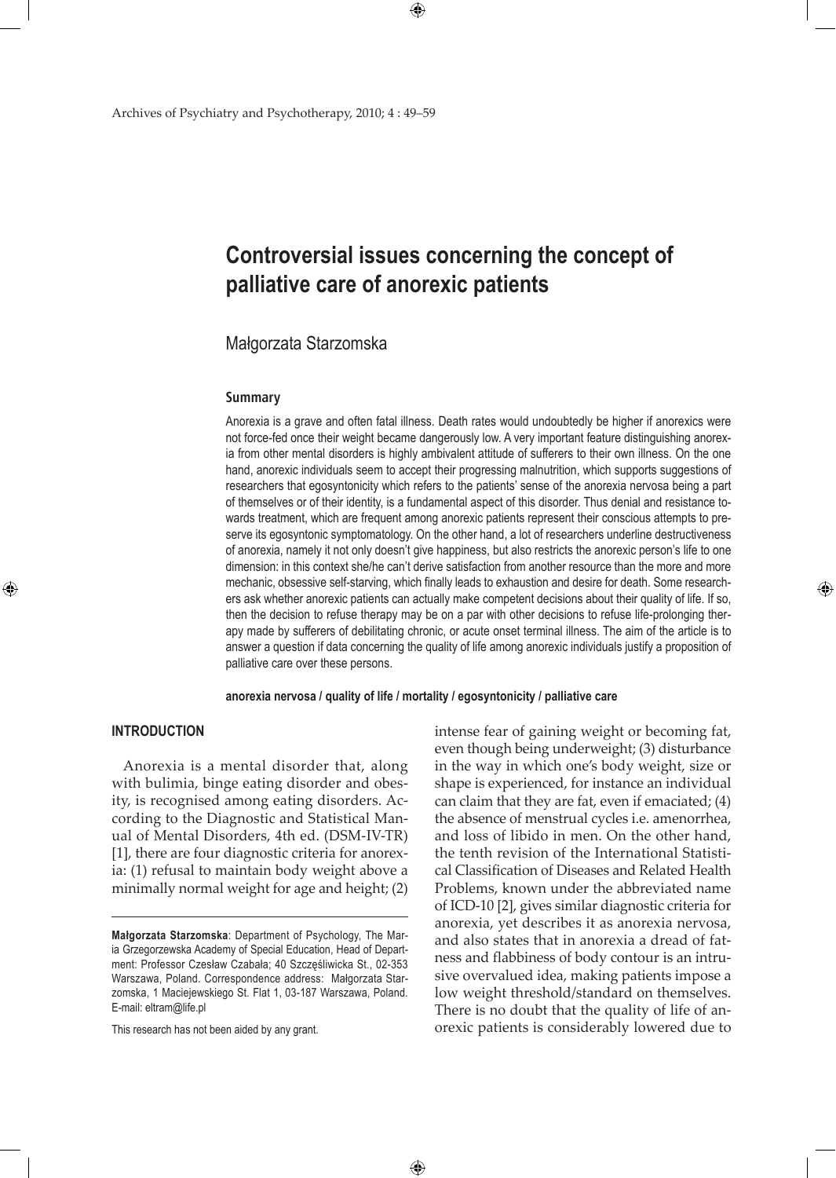# Controversial issues concerning the concept of palliative care of anorexic patients

Małgorzata Starzomska

### Summary

Anorexia is a grave and often fatal illness. Death rates would undoubtedly be higher if anorexics were not force-fed once their weight became dangerously low. A very important feature distinguishing anorexia from other mental disorders is highly ambivalent attitude of sufferers to their own illness. On the one hand, anorexic individuals seem to accept their progressing malnutrition, which supports suggestions of researchers that egosyntonicity which refers to the patients' sense of the anorexia nervosa being a part of themselves or of their identity, is a fundamental aspect of this disorder. Thus denial and resistance towards treatment, which are frequent among anorexic patients represent their conscious attempts to preserve its egosyntonic symptomatology. On the other hand, a lot of researchers underline destructiveness of anorexia, namely it not only doesn't give happiness, but also restricts the anorexic person's life to one dimension: in this context she/he can't derive satisfaction from another resource than the more and more mechanic, obsessive self-starving, which finally leads to exhaustion and desire for death. Some researchers ask whether anorexic patients can actually make competent decisions about their quality of life. If so, then the decision to refuse therapy may be on a par with other decisions to refuse life-prolonging therapy made by sufferers of debilitating chronic, or acute onset terminal illness. The aim of the article is to answer a question if data concerning the quality of life among anorexic individuals justify a proposition of palliative care over these persons.

**anorexia nervosa / quality of life / mortality / egosyntonicity / palliative care**

## INTRODUCTION

Anorexia is a mental disorder that, along with bulimia, binge eating disorder and obesity, is recognised among eating disorders. According to the Diagnostic and Statistical Manual of Mental Disorders, 4th ed. (DSM-IV-TR) [1], there are four diagnostic criteria for anorexia: (1) refusal to maintain body weight above a minimally normal weight for age and height; (2) intense fear of gaining weight or becoming fat, even though being underweight; (3) disturbance in the way in which one's body weight, size or shape is experienced, for instance an individual can claim that they are fat, even if emaciated; (4) the absence of menstrual cycles i.e. amenorrhea, and loss of libido in men. On the other hand, the tenth revision of the International Statistical Classification of Diseases and Related Health Problems, known under the abbreviated name of ICD-10 [2], gives similar diagnostic criteria for anorexia, yet describes it as anorexia nervosa, and also states that in anorexia a dread of fatness and flabbiness of body contour is an intrusive overvalued idea, making patients impose a low weight threshold/standard on themselves. There is no doubt that the quality of life of anorexic patients is considerably lowered due to

---

**Małgorzata Starzomska**: Department of Psychology, The Maria Grzegorzewska Academy of Special Education, Head of Department: Professor Czesław Czabała; 40 Szczęśliwicka St., 02-353 Warszawa, Poland. Correspondence address: Małgorzata Starzomska, 1 Maciejewskiego St. Flat 1, 03-187 Warszawa, Poland. E-mail: eltram@life.pl

This research has not been aided by any grant.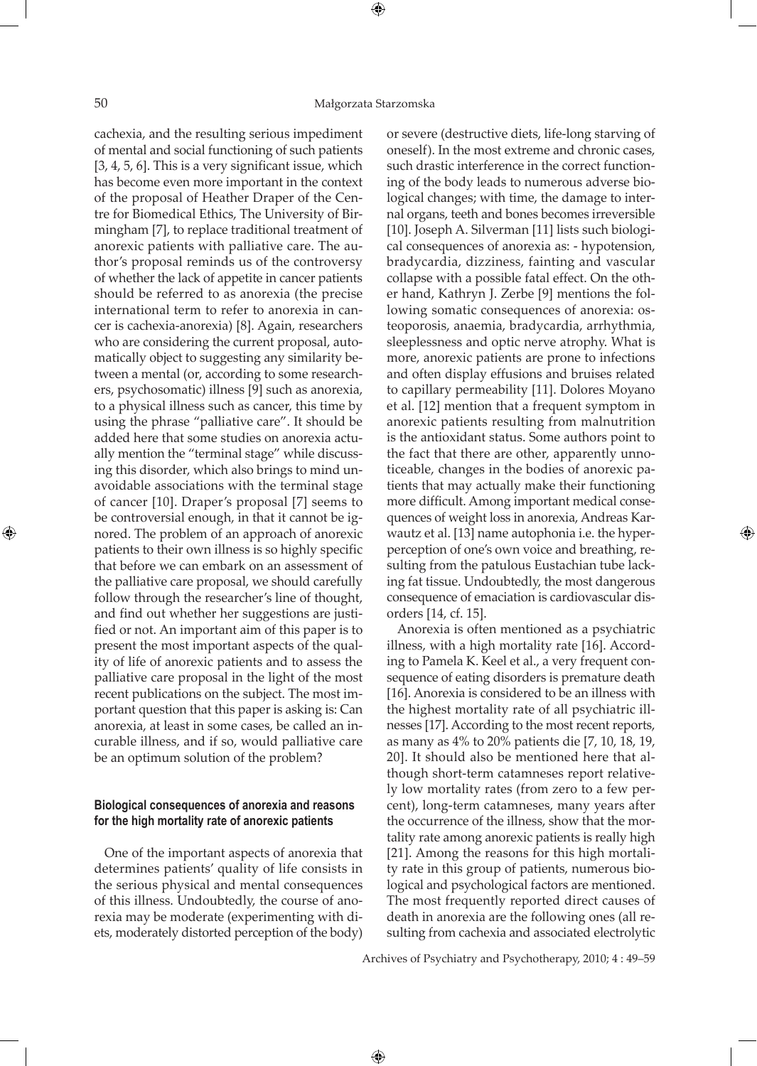cachexia, and the resulting serious impediment of mental and social functioning of such patients [3, 4, 5, 6]. This is a very significant issue, which has become even more important in the context of the proposal of Heather Draper of the Centre for Biomedical Ethics, The University of Birmingham [7], to replace traditional treatment of anorexic patients with palliative care. The author's proposal reminds us of the controversy of whether the lack of appetite in cancer patients should be referred to as anorexia (the precise international term to refer to anorexia in cancer is cachexia-anorexia) [8]. Again, researchers who are considering the current proposal, automatically object to suggesting any similarity between a mental (or, according to some researchers, psychosomatic) illness [9] such as anorexia, to a physical illness such as cancer, this time by using the phrase "palliative care". It should be added here that some studies on anorexia actually mention the "terminal stage" while discussing this disorder, which also brings to mind unavoidable associations with the terminal stage of cancer [10]. Draper's proposal [7] seems to be controversial enough, in that it cannot be ignored. The problem of an approach of anorexic patients to their own illness is so highly specific that before we can embark on an assessment of the palliative care proposal, we should carefully follow through the researcher's line of thought, and find out whether her suggestions are justified or not. An important aim of this paper is to present the most important aspects of the quality of life of anorexic patients and to assess the palliative care proposal in the light of the most recent publications on the subject. The most important question that this paper is asking is: Can anorexia, at least in some cases, be called an incurable illness, and if so, would palliative care be an optimum solution of the problem?

## Biological consequences of anorexia and reasons for the high mortality rate of anorexic patients

One of the important aspects of anorexia that determines patients' quality of life consists in the serious physical and mental consequences of this illness. Undoubtedly, the course of anorexia may be moderate (experimenting with diets, moderately distorted perception of the body) or severe (destructive diets, life-long starving of oneself). In the most extreme and chronic cases, such drastic interference in the correct functioning of the body leads to numerous adverse biological changes; with time, the damage to internal organs, teeth and bones becomes irreversible [10]. Joseph A. Silverman [11] lists such biological consequences of anorexia as: - hypotension, bradycardia, dizziness, fainting and vascular collapse with a possible fatal effect. On the other hand, Kathryn J. Zerbe [9] mentions the following somatic consequences of anorexia: osteoporosis, anaemia, bradycardia, arrhythmia, sleeplessness and optic nerve atrophy. What is more, anorexic patients are prone to infections and often display effusions and bruises related to capillary permeability [11]. Dolores Moyano et al. [12] mention that a frequent symptom in anorexic patients resulting from malnutrition is the antioxidant status. Some authors point to the fact that there are other, apparently unnoticeable, changes in the bodies of anorexic patients that may actually make their functioning more difficult. Among important medical consequences of weight loss in anorexia, Andreas Karwautz et al. [13] name autophonia i.e. the hyperperception of one's own voice and breathing, resulting from the patulous Eustachian tube lacking fat tissue. Undoubtedly, the most dangerous consequence of emaciation is cardiovascular disorders [14, cf. 15].

Anorexia is often mentioned as a psychiatric illness, with a high mortality rate [16]. According to Pamela K. Keel et al., a very frequent consequence of eating disorders is premature death [16]. Anorexia is considered to be an illness with the highest mortality rate of all psychiatric illnesses [17]. According to the most recent reports, as many as 4% to 20% patients die [7, 10, 18, 19, 20]. It should also be mentioned here that although short-term catamneses report relatively low mortality rates (from zero to a few percent), long-term catamneses, many years after the occurrence of the illness, show that the mortality rate among anorexic patients is really high [21]. Among the reasons for this high mortality rate in this group of patients, numerous biological and psychological factors are mentioned. The most frequently reported direct causes of death in anorexia are the following ones (all resulting from cachexia and associated electrolytic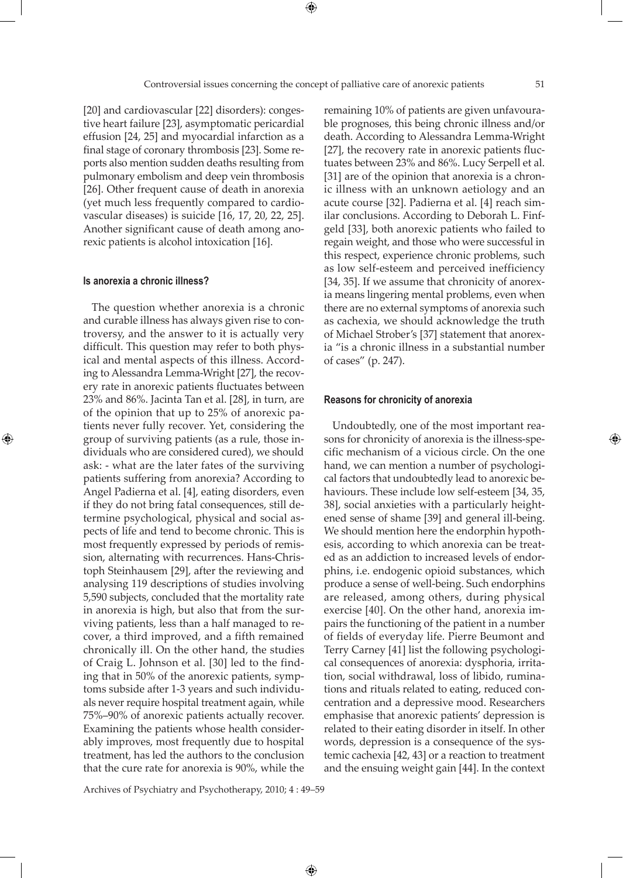[20] and cardiovascular [22] disorders): congestive heart failure [23], asymptomatic pericardial effusion [24, 25] and myocardial infarction as a final stage of coronary thrombosis [23]. Some reports also mention sudden deaths resulting from pulmonary embolism and deep vein thrombosis [26]. Other frequent cause of death in anorexia (yet much less frequently compared to cardiovascular diseases) is suicide [16, 17, 20, 22, 25]. Another significant cause of death among anorexic patients is alcohol intoxication [16].

#### Is anorexia a chronic illness?

The question whether anorexia is a chronic and curable illness has always given rise to controversy, and the answer to it is actually very difficult. This question may refer to both physical and mental aspects of this illness. According to Alessandra Lemma-Wright [27], the recovery rate in anorexic patients fluctuates between 23% and 86%. Jacinta Tan et al. [28], in turn, are of the opinion that up to 25% of anorexic patients never fully recover. Yet, considering the group of surviving patients (as a rule, those individuals who are considered cured), we should ask: - what are the later fates of the surviving patients suffering from anorexia? According to Angel Padierna et al. [4], eating disorders, even if they do not bring fatal consequences, still determine psychological, physical and social aspects of life and tend to become chronic. This is most frequently expressed by periods of remission, alternating with recurrences. Hans-Christoph Steinhausem [29], after the reviewing and analysing 119 descriptions of studies involving 5,590 subjects, concluded that the mortality rate in anorexia is high, but also that from the surviving patients, less than a half managed to recover, a third improved, and a fifth remained chronically ill. On the other hand, the studies of Craig L. Johnson et al. [30] led to the finding that in 50% of the anorexic patients, symptoms subside after 1-3 years and such individuals never require hospital treatment again, while 75%–90% of anorexic patients actually recover. Examining the patients whose health considerably improves, most frequently due to hospital treatment, has led the authors to the conclusion that the cure rate for anorexia is 90%, while the remaining 10% of patients are given unfavourable prognoses, this being chronic illness and/or death. According to Alessandra Lemma-Wright [27], the recovery rate in anorexic patients fluctuates between 23% and 86%. Lucy Serpell et al. [31] are of the opinion that anorexia is a chronic illness with an unknown aetiology and an acute course [32]. Padierna et al. [4] reach similar conclusions. According to Deborah L. Finfgeld [33], both anorexic patients who failed to regain weight, and those who were successful in this respect, experience chronic problems, such as low self-esteem and perceived inefficiency [34, 35]. If we assume that chronicity of anorexia means lingering mental problems, even when there are no external symptoms of anorexia such as cachexia, we should acknowledge the truth of Michael Strober's [37] statement that anorexia "is a chronic illness in a substantial number of cases" (p. 247).

#### Reasons for chronicity of anorexia

Undoubtedly, one of the most important reasons for chronicity of anorexia is the illness-specific mechanism of a vicious circle. On the one hand, we can mention a number of psychological factors that undoubtedly lead to anorexic behaviours. These include low self-esteem [34, 35, 38], social anxieties with a particularly heightened sense of shame [39] and general ill-being. We should mention here the endorphin hypothesis, according to which anorexia can be treated as an addiction to increased levels of endorphins, i.e. endogenic opioid substances, which produce a sense of well-being. Such endorphins are released, among others, during physical exercise [40]. On the other hand, anorexia impairs the functioning of the patient in a number of fields of everyday life. Pierre Beumont and Terry Carney [41] list the following psychological consequences of anorexia: dysphoria, irritation, social withdrawal, loss of libido, ruminations and rituals related to eating, reduced concentration and a depressive mood. Researchers emphasise that anorexic patients' depression is related to their eating disorder in itself. In other words, depression is a consequence of the systemic cachexia [42, 43] or a reaction to treatment and the ensuing weight gain [44]. In the context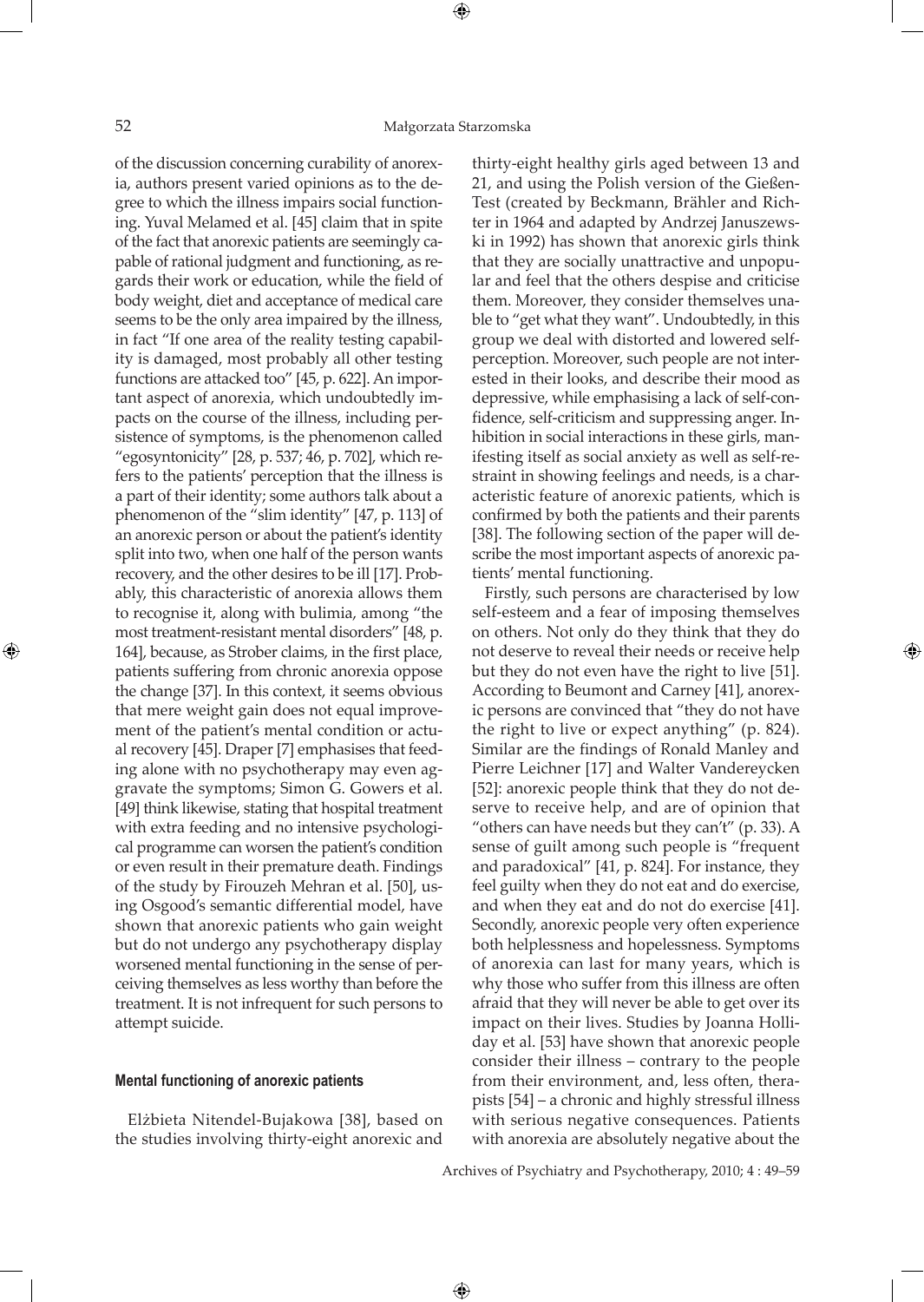of the discussion concerning curability of anorexia, authors present varied opinions as to the degree to which the illness impairs social functioning. Yuval Melamed et al. [45] claim that in spite of the fact that anorexic patients are seemingly capable of rational judgment and functioning, as regards their work or education, while the field of body weight, diet and acceptance of medical care seems to be the only area impaired by the illness, in fact "If one area of the reality testing capability is damaged, most probably all other testing functions are attacked too" [45, p. 622]. An important aspect of anorexia, which undoubtedly impacts on the course of the illness, including persistence of symptoms, is the phenomenon called "egosyntonicity" [28, p. 537; 46, p. 702], which refers to the patients' perception that the illness is a part of their identity; some authors talk about a phenomenon of the "slim identity" [47, p. 113] of an anorexic person or about the patient's identity split into two, when one half of the person wants recovery, and the other desires to be ill [17]. Probably, this characteristic of anorexia allows them to recognise it, along with bulimia, among "the most treatment-resistant mental disorders" [48, p. 164], because, as Strober claims, in the first place, patients suffering from chronic anorexia oppose the change [37]. In this context, it seems obvious that mere weight gain does not equal improvement of the patient's mental condition or actual recovery [45]. Draper [7] emphasises that feeding alone with no psychotherapy may even aggravate the symptoms; Simon G. Gowers et al. [49] think likewise, stating that hospital treatment with extra feeding and no intensive psychological programme can worsen the patient's condition or even result in their premature death. Findings of the study by Firouzeh Mehran et al. [50], using Osgood's semantic differential model, have shown that anorexic patients who gain weight but do not undergo any psychotherapy display worsened mental functioning in the sense of perceiving themselves as less worthy than before the treatment. It is not infrequent for such persons to attempt suicide.

## Mental functioning of anorexic patients

Elżbieta Nitendel-Bujakowa [38], based on the studies involving thirty-eight anorexic and thirty-eight healthy girls aged between 13 and 21, and using the Polish version of the Gießen-Test (created by Beckmann, Brähler and Richter in 1964 and adapted by Andrzej Januszewski in 1992) has shown that anorexic girls think that they are socially unattractive and unpopular and feel that the others despise and criticise them. Moreover, they consider themselves unable to "get what they want". Undoubtedly, in this group we deal with distorted and lowered self-perception. Moreover, such people are not interested in their looks, and describe their mood as depressive, while emphasising a lack of self-confidence, self-criticism and suppressing anger. Inhibition in social interactions in these girls, manifesting itself as social anxiety as well as self-restraint in showing feelings and needs, is a characteristic feature of anorexic patients, which is confirmed by both the patients and their parents [38]. The following section of the paper will describe the most important aspects of anorexic patients' mental functioning.

Firstly, such persons are characterised by low self-esteem and a fear of imposing themselves on others. Not only do they think that they do not deserve to reveal their needs or receive help but they do not even have the right to live [51]. According to Beumont and Carney [41], anorexic persons are convinced that "they do not have the right to live or expect anything" (p. 824). Similar are the findings of Ronald Manley and Pierre Leichner [17] and Walter Vandereycken [52]: anorexic people think that they do not deserve to receive help, and are of opinion that "others can have needs but they can't" (p. 33). A sense of guilt among such people is "frequent and paradoxical" [41, p. 824]. For instance, they feel guilty when they do not eat and do exercise, and when they eat and do not do exercise [41]. Secondly, anorexic people very often experience both helplessness and hopelessness. Symptoms of anorexia can last for many years, which is why those who suffer from this illness are often afraid that they will never be able to get over its impact on their lives. Studies by Joanna Holliday et al. [53] have shown that anorexic people consider their illness – contrary to the people from their environment, and, less often, therapists [54] – a chronic and highly stressful illness with serious negative consequences. Patients with anorexia are absolutely negative about the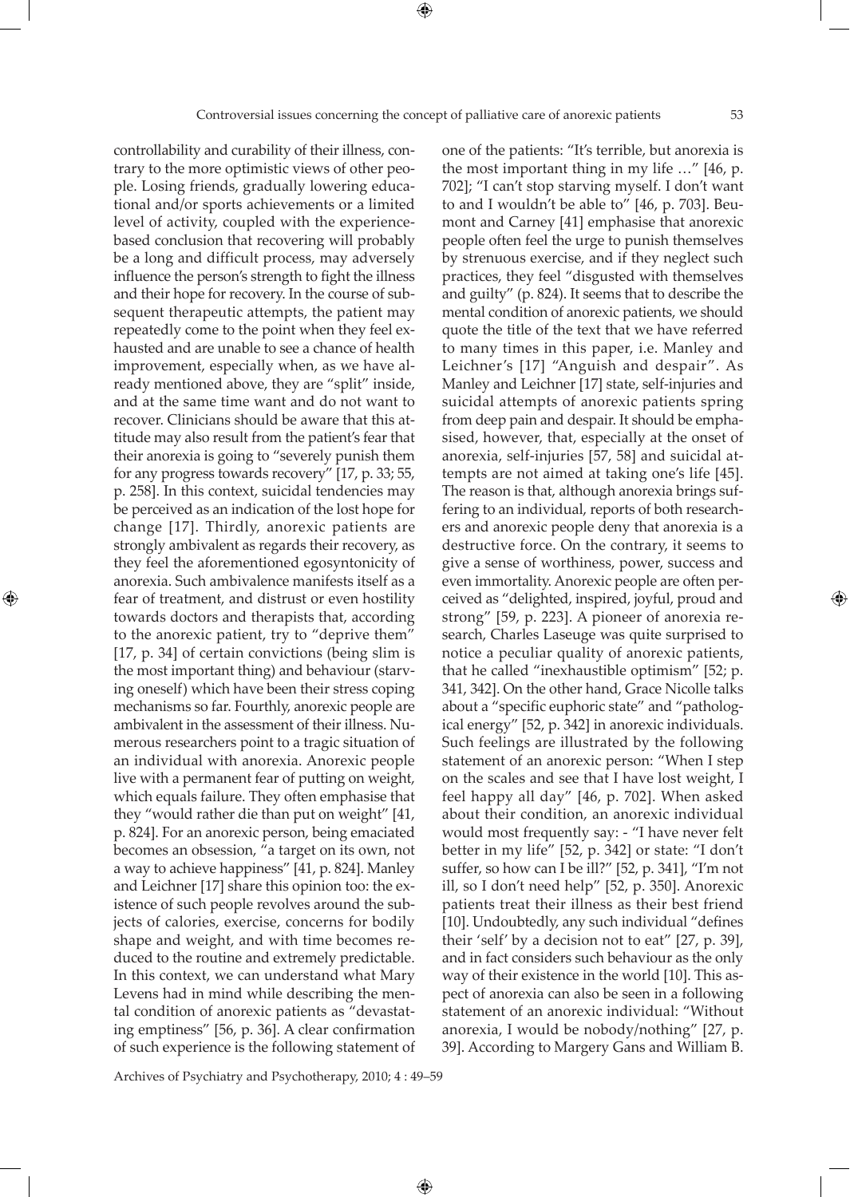controllability and curability of their illness, contrary to the more optimistic views of other people. Losing friends, gradually lowering educational and/or sports achievements or a limited level of activity, coupled with the experience-based conclusion that recovering will probably be a long and difficult process, may adversely influence the person's strength to fight the illness and their hope for recovery. In the course of subsequent therapeutic attempts, the patient may repeatedly come to the point when they feel exhausted and are unable to see a chance of health improvement, especially when, as we have already mentioned above, they are "split" inside, and at the same time want and do not want to recover. Clinicians should be aware that this attitude may also result from the patient's fear that their anorexia is going to "severely punish them for any progress towards recovery" [17, p. 33; 55, p. 258]. In this context, suicidal tendencies may be perceived as an indication of the lost hope for change [17]. Thirdly, anorexic patients are strongly ambivalent as regards their recovery, as they feel the aforementioned egosyntonicity of anorexia. Such ambivalence manifests itself as a fear of treatment, and distrust or even hostility towards doctors and therapists that, according to the anorexic patient, try to "deprive them" [17, p. 34] of certain convictions (being slim is the most important thing) and behaviour (starving oneself) which have been their stress coping mechanisms so far. Fourthly, anorexic people are ambivalent in the assessment of their illness. Numerous researchers point to a tragic situation of an individual with anorexia. Anorexic people live with a permanent fear of putting on weight, which equals failure. They often emphasise that they "would rather die than put on weight" [41, p. 824]. For an anorexic person, being emaciated becomes an obsession, "a target on its own, not a way to achieve happiness" [41, p. 824]. Manley and Leichner [17] share this opinion too: the existence of such people revolves around the subjects of calories, exercise, concerns for bodily shape and weight, and with time becomes reduced to the routine and extremely predictable. In this context, we can understand what Mary Levens had in mind while describing the mental condition of anorexic patients as "devastating emptiness" [56, p. 36]. A clear confirmation of such experience is the following statement of one of the patients: "It's terrible, but anorexia is the most important thing in my life …" [46, p. 702]; "I can't stop starving myself. I don't want to and I wouldn't be able to" [46, p. 703]. Beumont and Carney [41] emphasise that anorexic people often feel the urge to punish themselves by strenuous exercise, and if they neglect such practices, they feel "disgusted with themselves and guilty" (p. 824). It seems that to describe the mental condition of anorexic patients, we should quote the title of the text that we have referred to many times in this paper, i.e. Manley and Leichner's [17] "Anguish and despair". As Manley and Leichner [17] state, self-injuries and suicidal attempts of anorexic patients spring from deep pain and despair. It should be emphasised, however, that, especially at the onset of anorexia, self-injuries [57, 58] and suicidal attempts are not aimed at taking one's life [45]. The reason is that, although anorexia brings suffering to an individual, reports of both researchers and anorexic people deny that anorexia is a destructive force. On the contrary, it seems to give a sense of worthiness, power, success and even immortality. Anorexic people are often perceived as "delighted, inspired, joyful, proud and strong" [59, p. 223]. A pioneer of anorexia research, Charles Laseuge was quite surprised to notice a peculiar quality of anorexic patients, that he called "inexhaustible optimism" [52; p. 341, 342]. On the other hand, Grace Nicolle talks about a "specific euphoric state" and "pathological energy" [52, p. 342] in anorexic individuals. Such feelings are illustrated by the following statement of an anorexic person: "When I step on the scales and see that I have lost weight, I feel happy all day" [46, p. 702]. When asked about their condition, an anorexic individual would most frequently say: - "I have never felt better in my life" [52, p. 342] or state: "I don't suffer, so how can I be ill?" [52, p. 341], "I'm not ill, so I don't need help" [52, p. 350]. Anorexic patients treat their illness as their best friend [10]. Undoubtedly, any such individual "defines their 'self' by a decision not to eat" [27, p. 39], and in fact considers such behaviour as the only way of their existence in the world [10]. This aspect of anorexia can also be seen in a following statement of an anorexic individual: "Without anorexia, I would be nobody/nothing" [27, p. 39]. According to Margery Gans and William B.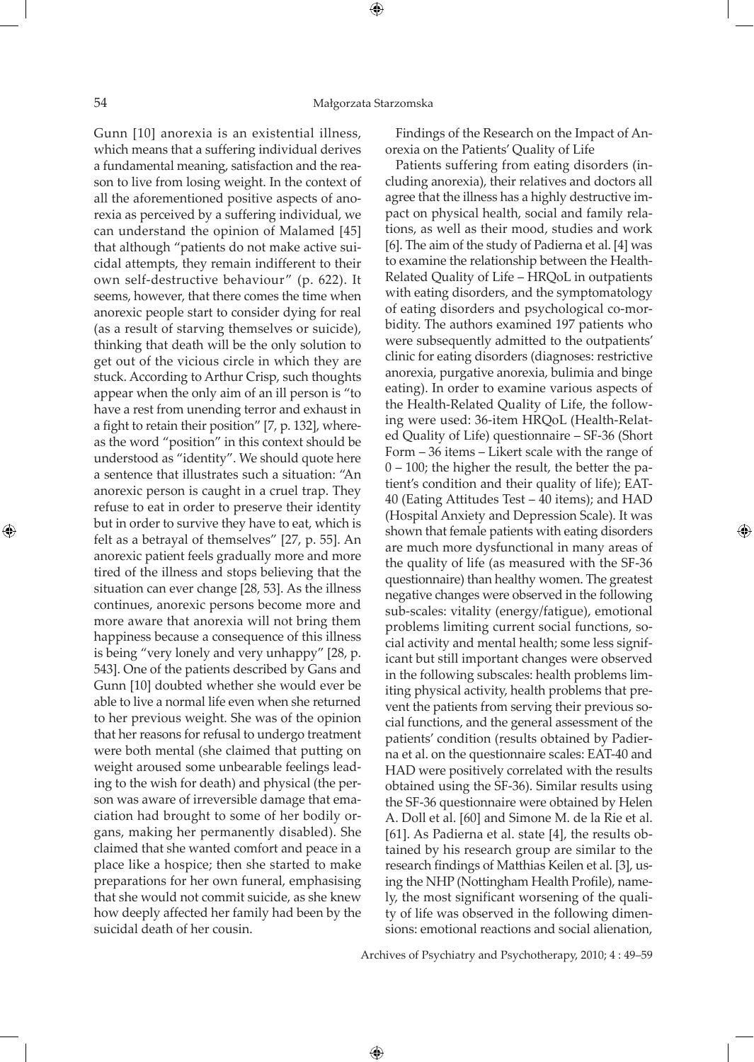Gunn [10] anorexia is an existential illness, which means that a suffering individual derives a fundamental meaning, satisfaction and the reason to live from losing weight. In the context of all the aforementioned positive aspects of anorexia as perceived by a suffering individual, we can understand the opinion of Malamed [45] that although "patients do not make active suicidal attempts, they remain indifferent to their own self-destructive behaviour" (p. 622). It seems, however, that there comes the time when anorexic people start to consider dying for real (as a result of starving themselves or suicide), thinking that death will be the only solution to get out of the vicious circle in which they are stuck. According to Arthur Crisp, such thoughts appear when the only aim of an ill person is "to have a rest from unending terror and exhaust in a fight to retain their position" [7, p. 132], whereas the word "position" in this context should be understood as "identity". We should quote here a sentence that illustrates such a situation: "An anorexic person is caught in a cruel trap. They refuse to eat in order to preserve their identity but in order to survive they have to eat, which is felt as a betrayal of themselves" [27, p. 55]. An anorexic patient feels gradually more and more tired of the illness and stops believing that the situation can ever change [28, 53]. As the illness continues, anorexic persons become more and more aware that anorexia will not bring them happiness because a consequence of this illness is being "very lonely and very unhappy" [28, p. 543]. One of the patients described by Gans and Gunn [10] doubted whether she would ever be able to live a normal life even when she returned to her previous weight. She was of the opinion that her reasons for refusal to undergo treatment were both mental (she claimed that putting on weight aroused some unbearable feelings leading to the wish for death) and physical (the person was aware of irreversible damage that emaciation had brought to some of her bodily organs, making her permanently disabled). She claimed that she wanted comfort and peace in a place like a hospice; then she started to make preparations for her own funeral, emphasising that she would not commit suicide, as she knew how deeply affected her family had been by the suicidal death of her cousin.

Findings of the Research on the Impact of Anorexia on the Patients' Quality of Life

Patients suffering from eating disorders (including anorexia), their relatives and doctors all agree that the illness has a highly destructive impact on physical health, social and family relations, as well as their mood, studies and work [6]. The aim of the study of Padierna et al. [4] was to examine the relationship between the Health-Related Quality of Life – HRQoL in outpatients with eating disorders, and the symptomatology of eating disorders and psychological co-morbidity. The authors examined 197 patients who were subsequently admitted to the outpatients' clinic for eating disorders (diagnoses: restrictive anorexia, purgative anorexia, bulimia and binge eating). In order to examine various aspects of the Health-Related Quality of Life, the following were used: 36-item HRQoL (Health-Related Quality of Life) questionnaire – SF-36 (Short Form – 36 items – Likert scale with the range of 0 – 100; the higher the result, the better the patient's condition and their quality of life); EAT-40 (Eating Attitudes Test – 40 items); and HAD (Hospital Anxiety and Depression Scale). It was shown that female patients with eating disorders are much more dysfunctional in many areas of the quality of life (as measured with the SF-36 questionnaire) than healthy women. The greatest negative changes were observed in the following sub-scales: vitality (energy/fatigue), emotional problems limiting current social functions, social activity and mental health; some less significant but still important changes were observed in the following subscales: health problems limiting physical activity, health problems that prevent the patients from serving their previous social functions, and the general assessment of the patients' condition (results obtained by Padierna et al. on the questionnaire scales: EAT-40 and HAD were positively correlated with the results obtained using the SF-36). Similar results using the SF-36 questionnaire were obtained by Helen A. Doll et al. [60] and Simone M. de la Rie et al. [61]. As Padierna et al. state [4], the results obtained by his research group are similar to the research findings of Matthias Keilen et al. [3], using the NHP (Nottingham Health Profile), namely, the most significant worsening of the quality of life was observed in the following dimensions: emotional reactions and social alienation,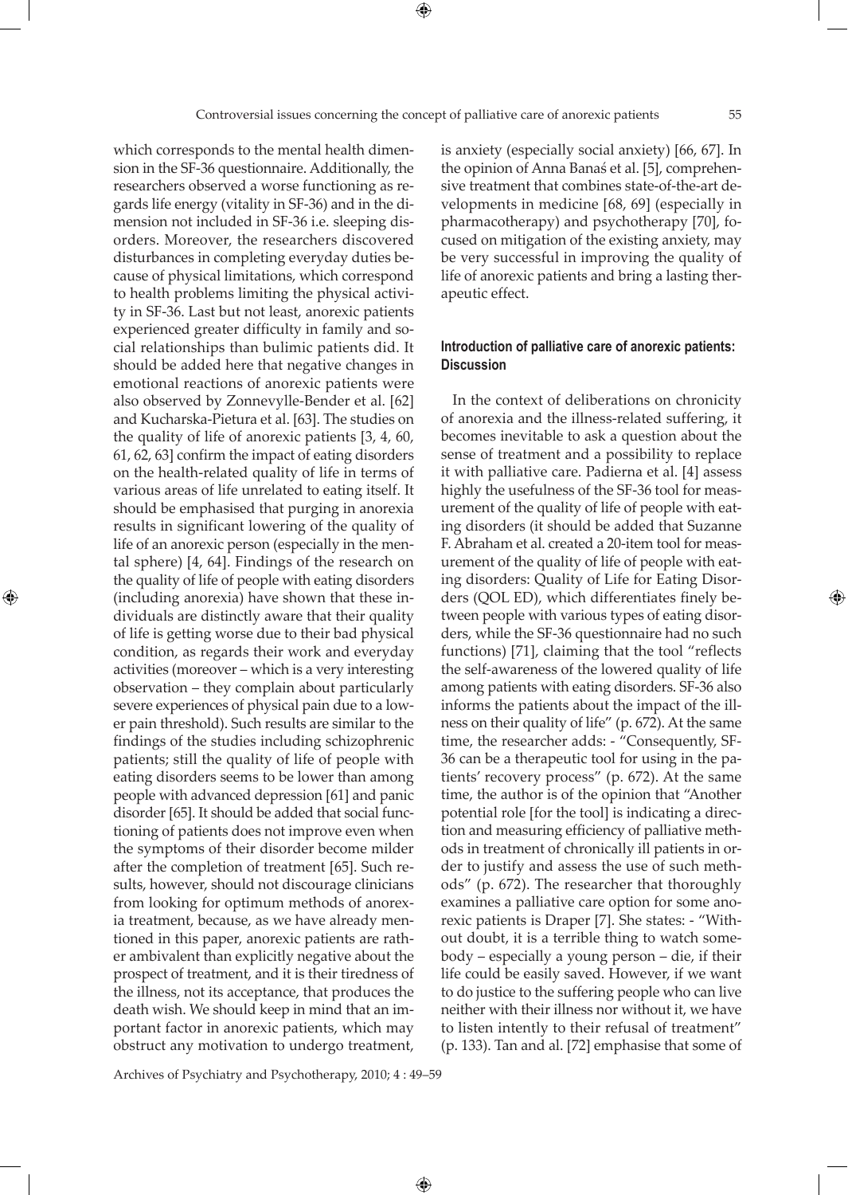which corresponds to the mental health dimension in the SF-36 questionnaire. Additionally, the researchers observed a worse functioning as regards life energy (vitality in SF-36) and in the dimension not included in SF-36 i.e. sleeping disorders. Moreover, the researchers discovered disturbances in completing everyday duties because of physical limitations, which correspond to health problems limiting the physical activity in SF-36. Last but not least, anorexic patients experienced greater difficulty in family and social relationships than bulimic patients did. It should be added here that negative changes in emotional reactions of anorexic patients were also observed by Zonnevylle-Bender et al. [62] and Kucharska-Pietura et al. [63]. The studies on the quality of life of anorexic patients [3, 4, 60, 61, 62, 63] confirm the impact of eating disorders on the health-related quality of life in terms of various areas of life unrelated to eating itself. It should be emphasised that purging in anorexia results in significant lowering of the quality of life of an anorexic person (especially in the mental sphere) [4, 64]. Findings of the research on the quality of life of people with eating disorders (including anorexia) have shown that these individuals are distinctly aware that their quality of life is getting worse due to their bad physical condition, as regards their work and everyday activities (moreover – which is a very interesting observation – they complain about particularly severe experiences of physical pain due to a lower pain threshold). Such results are similar to the findings of the studies including schizophrenic patients; still the quality of life of people with eating disorders seems to be lower than among people with advanced depression [61] and panic disorder [65]. It should be added that social functioning of patients does not improve even when the symptoms of their disorder become milder after the completion of treatment [65]. Such results, however, should not discourage clinicians from looking for optimum methods of anorexia treatment, because, as we have already mentioned in this paper, anorexic patients are rather ambivalent than explicitly negative about the prospect of treatment, and it is their tiredness of the illness, not its acceptance, that produces the death wish. We should keep in mind that an important factor in anorexic patients, which may obstruct any motivation to undergo treatment, is anxiety (especially social anxiety) [66, 67]. In the opinion of Anna Banaś et al. [5], comprehensive treatment that combines state-of-the-art developments in medicine [68, 69] (especially in pharmacotherapy) and psychotherapy [70], focused on mitigation of the existing anxiety, may be very successful in improving the quality of life of anorexic patients and bring a lasting therapeutic effect.

#### Introduction of palliative care of anorexic patients: Discussion

In the context of deliberations on chronicity of anorexia and the illness-related suffering, it becomes inevitable to ask a question about the sense of treatment and a possibility to replace it with palliative care. Padierna et al. [4] assess highly the usefulness of the SF-36 tool for measurement of the quality of life of people with eating disorders (it should be added that Suzanne F. Abraham et al. created a 20-item tool for measurement of the quality of life of people with eating disorders: Quality of Life for Eating Disorders (QOL ED), which differentiates finely between people with various types of eating disorders, while the SF-36 questionnaire had no such functions) [71], claiming that the tool "reflects the self-awareness of the lowered quality of life among patients with eating disorders. SF-36 also informs the patients about the impact of the illness on their quality of life" (p. 672). At the same time, the researcher adds: - "Consequently, SF-36 can be a therapeutic tool for using in the patients' recovery process" (p. 672). At the same time, the author is of the opinion that "Another potential role [for the tool] is indicating a direction and measuring efficiency of palliative methods in treatment of chronically ill patients in order to justify and assess the use of such methods" (p. 672). The researcher that thoroughly examines a palliative care option for some anorexic patients is Draper [7]. She states: - "Without doubt, it is a terrible thing to watch somebody – especially a young person – die, if their life could be easily saved. However, if we want to do justice to the suffering people who can live neither with their illness nor without it, we have to listen intently to their refusal of treatment" (p. 133). Tan and al. [72] emphasise that some of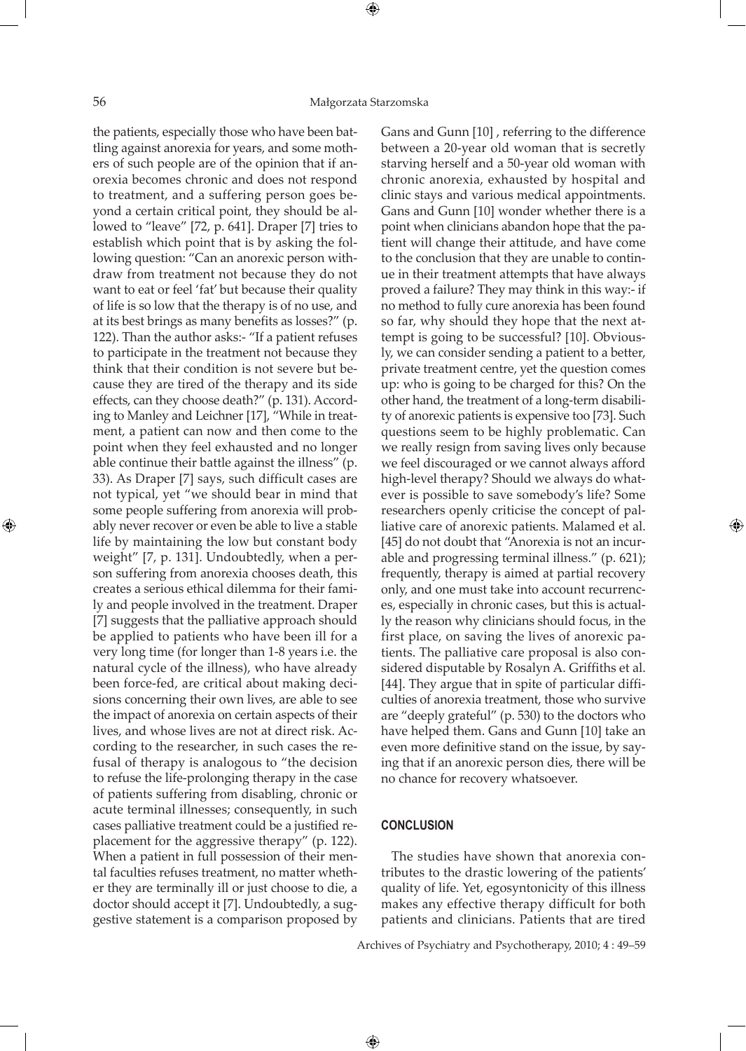the patients, especially those who have been battling against anorexia for years, and some mothers of such people are of the opinion that if anorexia becomes chronic and does not respond to treatment, and a suffering person goes beyond a certain critical point, they should be allowed to "leave" [72, p. 641]. Draper [7] tries to establish which point that is by asking the following question: "Can an anorexic person withdraw from treatment not because they do not want to eat or feel 'fat' but because their quality of life is so low that the therapy is of no use, and at its best brings as many benefits as losses?" (p. 122). Than the author asks:- "If a patient refuses to participate in the treatment not because they think that their condition is not severe but because they are tired of the therapy and its side effects, can they choose death?" (p. 131). According to Manley and Leichner [17], "While in treatment, a patient can now and then come to the point when they feel exhausted and no longer able continue their battle against the illness" (p. 33). As Draper [7] says, such difficult cases are not typical, yet "we should bear in mind that some people suffering from anorexia will probably never recover or even be able to live a stable life by maintaining the low but constant body weight" [7, p. 131]. Undoubtedly, when a person suffering from anorexia chooses death, this creates a serious ethical dilemma for their family and people involved in the treatment. Draper [7] suggests that the palliative approach should be applied to patients who have been ill for a very long time (for longer than 1-8 years i.e. the natural cycle of the illness), who have already been force-fed, are critical about making decisions concerning their own lives, are able to see the impact of anorexia on certain aspects of their lives, and whose lives are not at direct risk. According to the researcher, in such cases the refusal of therapy is analogous to "the decision to refuse the life-prolonging therapy in the case of patients suffering from disabling, chronic or acute terminal illnesses; consequently, in such cases palliative treatment could be a justified replacement for the aggressive therapy" (p. 122). When a patient in full possession of their mental faculties refuses treatment, no matter whether they are terminally ill or just choose to die, a doctor should accept it [7]. Undoubtedly, a suggestive statement is a comparison proposed by Gans and Gunn [10] , referring to the difference between a 20-year old woman that is secretly starving herself and a 50-year old woman with chronic anorexia, exhausted by hospital and clinic stays and various medical appointments. Gans and Gunn [10] wonder whether there is a point when clinicians abandon hope that the patient will change their attitude, and have come to the conclusion that they are unable to continue in their treatment attempts that have always proved a failure? They may think in this way:- if no method to fully cure anorexia has been found so far, why should they hope that the next attempt is going to be successful? [10]. Obviously, we can consider sending a patient to a better, private treatment centre, yet the question comes up: who is going to be charged for this? On the other hand, the treatment of a long-term disability of anorexic patients is expensive too [73]. Such questions seem to be highly problematic. Can we really resign from saving lives only because we feel discouraged or we cannot always afford high-level therapy? Should we always do whatever is possible to save somebody's life? Some researchers openly criticise the concept of palliative care of anorexic patients. Malamed et al. [45] do not doubt that "Anorexia is not an incurable and progressing terminal illness." (p. 621); frequently, therapy is aimed at partial recovery only, and one must take into account recurrences, especially in chronic cases, but this is actually the reason why clinicians should focus, in the first place, on saving the lives of anorexic patients. The palliative care proposal is also considered disputable by Rosalyn A. Griffiths et al. [44]. They argue that in spite of particular difficulties of anorexia treatment, those who survive are "deeply grateful" (p. 530) to the doctors who have helped them. Gans and Gunn [10] take an even more definitive stand on the issue, by saying that if an anorexic person dies, there will be no chance for recovery whatsoever.

## CONCLUSION

The studies have shown that anorexia contributes to the drastic lowering of the patients' quality of life. Yet, egosyntonicity of this illness makes any effective therapy difficult for both patients and clinicians. Patients that are tired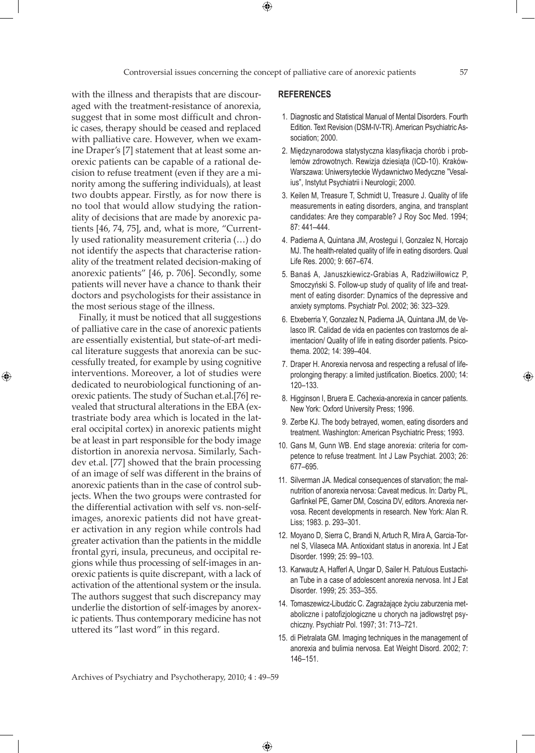with the illness and therapists that are discouraged with the treatment-resistance of anorexia, suggest that in some most difficult and chronic cases, therapy should be ceased and replaced with palliative care. However, when we examine Draper's [7] statement that at least some anorexic patients can be capable of a rational decision to refuse treatment (even if they are a minority among the suffering individuals), at least two doubts appear. Firstly, as for now there is no tool that would allow studying the rationality of decisions that are made by anorexic patients [46, 74, 75], and, what is more, "Currently used rationality measurement criteria (…) do not identify the aspects that characterise rationality of the treatment related decision-making of anorexic patients" [46, p. 706]. Secondly, some patients will never have a chance to thank their doctors and psychologists for their assistance in the most serious stage of the illness.

Finally, it must be noticed that all suggestions of palliative care in the case of anorexic patients are essentially existential, but state-of-art medical literature suggests that anorexia can be successfully treated, for example by using cognitive interventions. Moreover, a lot of studies were dedicated to neurobiological functioning of anorexic patients. The study of Suchan et.al.[76] revealed that structural alterations in the EBA (extrastriate body area which is located in the lateral occipital cortex) in anorexic patients might be at least in part responsible for the body image distortion in anorexia nervosa. Similarly, Sachdev et.al. [77] showed that the brain processing of an image of self was different in the brains of anorexic patients than in the case of control subjects. When the two groups were contrasted for the differential activation with self vs. non-self-images, anorexic patients did not have greater activation in any region while controls had greater activation than the patients in the middle frontal gyri, insula, precuneus, and occipital regions while thus processing of self-images in anorexic patients is quite discrepant, with a lack of activation of the attentional system or the insula. The authors suggest that such discrepancy may underlie the distortion of self-images by anorexic patients. Thus contemporary medicine has not uttered its "last word" in this regard.

## REFERENCES

1. Diagnostic and Statistical Manual of Mental Disorders. Fourth Edition. Text Revision (DSM-IV-TR). American Psychiatric Association; 2000.
2. Międzynarodowa statystyczna klasyfikacja chorób i problemów zdrowotnych. Rewizja dziesiąta (ICD-10). Kraków-Warszawa: Uniwersyteckie Wydawnictwo Medyczne "Vesalius", Instytut Psychiatrii i Neurologii; 2000.
3. Keilen M, Treasure T, Schmidt U, Treasure J. Quality of life measurements in eating disorders, angina, and transplant candidates: Are they comparable? J Roy Soc Med. 1994; 87: 441–444.
4. Padierna A, Quintana JM, Arostegui I, Gonzalez N, Horcajo MJ. The health-related quality of life in eating disorders. Qual Life Res. 2000; 9: 667–674.
5. Banaś A, Januszkiewicz-Grabias A, Radziwiłłowicz P, Smoczyński S. Follow-up study of quality of life and treatment of eating disorder: Dynamics of the depressive and anxiety symptoms. Psychiatr Pol. 2002; 36: 323–329.
6. Etxeberria Y, Gonzalez N, Padierna JA, Quintana JM, de Velasco IR. Calidad de vida en pacientes con trastornos de alimentacion/ Quality of life in eating disorder patients. Psicothema. 2002; 14: 399–404.
7. Draper H. Anorexia nervosa and respecting a refusal of life-prolonging therapy: a limited justification. Bioetics. 2000; 14: 120–133.
8. Higginson I, Bruera E. Cachexia-anorexia in cancer patients. New York: Oxford University Press; 1996.
9. Zerbe KJ. The body betrayed, women, eating disorders and treatment. Washington: American Psychiatric Press; 1993.
10. Gans M, Gunn WB. End stage anorexia: criteria for competence to refuse treatment. Int J Law Psychiat. 2003; 26: 677–695.
11. Silverman JA. Medical consequences of starvation; the malnutrition of anorexia nervosa: Caveat medicus. In: Darby PL, Garfinkel PE, Garner DM, Coscina DV, editors. Anorexia nervosa. Recent developments in research. New York: Alan R. Liss; 1983. p. 293–301.
12. Moyano D, Sierra C, Brandi N, Artuch R, Mira A, Garcia-Tornel S, Vilaseca MA. Antioxidant status in anorexia. Int J Eat Disorder. 1999; 25: 99–103.
13. Karwautz A, Hafferl A, Ungar D, Sailer H. Patulous Eustachian Tube in a case of adolescent anorexia nervosa. Int J Eat Disorder. 1999; 25: 353–355.
14. Tomaszewicz-Libudzic C. Zagrażające życiu zaburzenia metaboliczne i patofizjologiczne u chorych na jadłowstręt psychiczny. Psychiatr Pol. 1997; 31: 713–721.
15. di Pietralata GM. Imaging techniques in the management of anorexia and bulimia nervosa. Eat Weight Disord. 2002; 7: 146–151.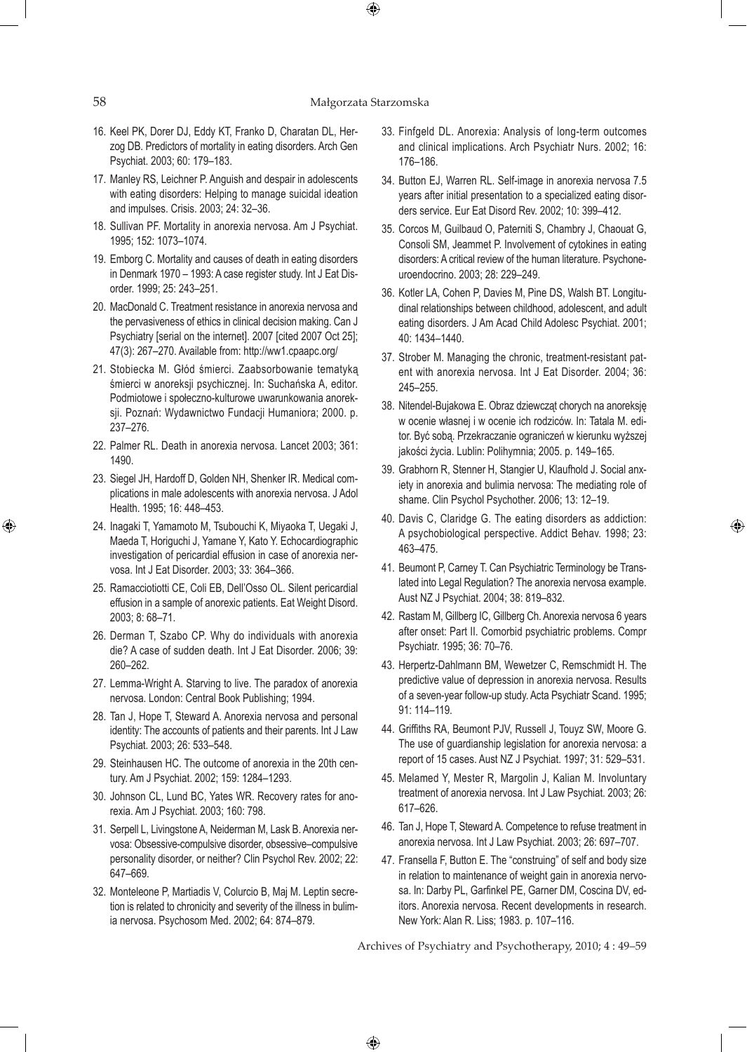16. Keel PK, Dorer DJ, Eddy KT, Franko D, Charatan DL, Herzog DB. Predictors of mortality in eating disorders. Arch Gen Psychiat. 2003; 60: 179–183.
17. Manley RS, Leichner P. Anguish and despair in adolescents with eating disorders: Helping to manage suicidal ideation and impulses. Crisis. 2003; 24: 32–36.
18. Sullivan PF. Mortality in anorexia nervosa. Am J Psychiat. 1995; 152: 1073–1074.
19. Emborg C. Mortality and causes of death in eating disorders in Denmark 1970 – 1993: A case register study. Int J Eat Disorder. 1999; 25: 243–251.
20. MacDonald C. Treatment resistance in anorexia nervosa and the pervasiveness of ethics in clinical decision making. Can J Psychiatry [serial on the internet]. 2007 [cited 2007 Oct 25]; 47(3): 267–270. Available from: http://ww1.cpaapc.org/
21. Stobiecka M. Głód śmierci. Zaabsorbowanie tematyką śmierci w anoreksji psychicznej. In: Suchańska A, editor. Podmiotowe i społeczno-kulturowe uwarunkowania anoreksji. Poznań: Wydawnictwo Fundacji Humaniora; 2000. p. 237–276.
22. Palmer RL. Death in anorexia nervosa. Lancet 2003; 361: 1490.
23. Siegel JH, Hardoff D, Golden NH, Shenker IR. Medical complications in male adolescents with anorexia nervosa. J Adol Health. 1995; 16: 448–453.
24. Inagaki T, Yamamoto M, Tsubouchi K, Miyaoka T, Uegaki J, Maeda T, Horiguchi J, Yamane Y, Kato Y. Echocardiographic investigation of pericardial effusion in case of anorexia nervosa. Int J Eat Disorder. 2003; 33: 364–366.
25. Ramacciotiotti CE, Coli EB, Dell'Osso OL. Silent pericardial effusion in a sample of anorexic patients. Eat Weight Disord. 2003; 8: 68–71.
26. Derman T, Szabo CP. Why do individuals with anorexia die? A case of sudden death. Int J Eat Disorder. 2006; 39: 260–262.
27. Lemma-Wright A. Starving to live. The paradox of anorexia nervosa. London: Central Book Publishing; 1994.
28. Tan J, Hope T, Steward A. Anorexia nervosa and personal identity: The accounts of patients and their parents. Int J Law Psychiat. 2003; 26: 533–548.
29. Steinhausen HC. The outcome of anorexia in the 20th century. Am J Psychiat. 2002; 159: 1284–1293.
30. Johnson CL, Lund BC, Yates WR. Recovery rates for anorexia. Am J Psychiat. 2003; 160: 798.
31. Serpell L, Livingstone A, Neiderman M, Lask B. Anorexia nervosa: Obsessive-compulsive disorder, obsessive–compulsive personality disorder, or neither? Clin Psychol Rev. 2002; 22: 647–669.
32. Monteleone P, Martiadis V, Colurcio B, Maj M. Leptin secretion is related to chronicity and severity of the illness in bulimia nervosa. Psychosom Med. 2002; 64: 874–879.
33. Finfgeld DL. Anorexia: Analysis of long-term outcomes and clinical implications. Arch Psychiatr Nurs. 2002; 16: 176–186.
34. Button EJ, Warren RL. Self-image in anorexia nervosa 7.5 years after initial presentation to a specialized eating disorders service. Eur Eat Disord Rev. 2002; 10: 399–412.
35. Corcos M, Guilbaud O, Paterniti S, Chambry J, Chaouat G, Consoli SM, Jeammet P. Involvement of cytokines in eating disorders: A critical review of the human literature. Psychoneuroendocrino. 2003; 28: 229–249.
36. Kotler LA, Cohen P, Davies M, Pine DS, Walsh BT. Longitudinal relationships between childhood, adolescent, and adult eating disorders. J Am Acad Child Adolesc Psychiat. 2001; 40: 1434–1440.
37. Strober M. Managing the chronic, treatment-resistant patent with anorexia nervosa. Int J Eat Disorder. 2004; 36: 245–255.
38. Nitendel-Bujakowa E. Obraz dziewcząt chorych na anoreksję w ocenie własnej i w ocenie ich rodziców. In: Tatala M. editor. Być sobą. Przekraczanie ograniczeń w kierunku wyższej jakości życia. Lublin: Polihymnia; 2005. p. 149–165.
39. Grabhorn R, Stenner H, Stangier U, Klaufhold J. Social anxiety in anorexia and bulimia nervosa: The mediating role of shame. Clin Psychol Psychother. 2006; 13: 12–19.
40. Davis C, Claridge G. The eating disorders as addiction: A psychobiological perspective. Addict Behav. 1998; 23: 463–475.
41. Beumont P, Carney T. Can Psychiatric Terminology be Translated into Legal Regulation? The anorexia nervosa example. Aust NZ J Psychiat. 2004; 38: 819–832.
42. Rastam M, Gillberg IC, Gillberg Ch. Anorexia nervosa 6 years after onset: Part II. Comorbid psychiatric problems. Compr Psychiatr. 1995; 36: 70–76.
43. Herpertz-Dahlmann BM, Wewetzer C, Remschmidt H. The predictive value of depression in anorexia nervosa. Results of a seven-year follow-up study. Acta Psychiatr Scand. 1995; 91: 114–119.
44. Griffiths RA, Beumont PJV, Russell J, Touyz SW, Moore G. The use of guardianship legislation for anorexia nervosa: a report of 15 cases. Aust NZ J Psychiat. 1997; 31: 529–531.
45. Melamed Y, Mester R, Margolin J, Kalian M. Involuntary treatment of anorexia nervosa. Int J Law Psychiat. 2003; 26: 617–626.
46. Tan J, Hope T, Steward A. Competence to refuse treatment in anorexia nervosa. Int J Law Psychiat. 2003; 26: 697–707.
47. Fransella F, Button E. The "construing" of self and body size in relation to maintenance of weight gain in anorexia nervosa. In: Darby PL, Garfinkel PE, Garner DM, Coscina DV, editors. Anorexia nervosa. Recent developments in research. New York: Alan R. Liss; 1983. p. 107–116.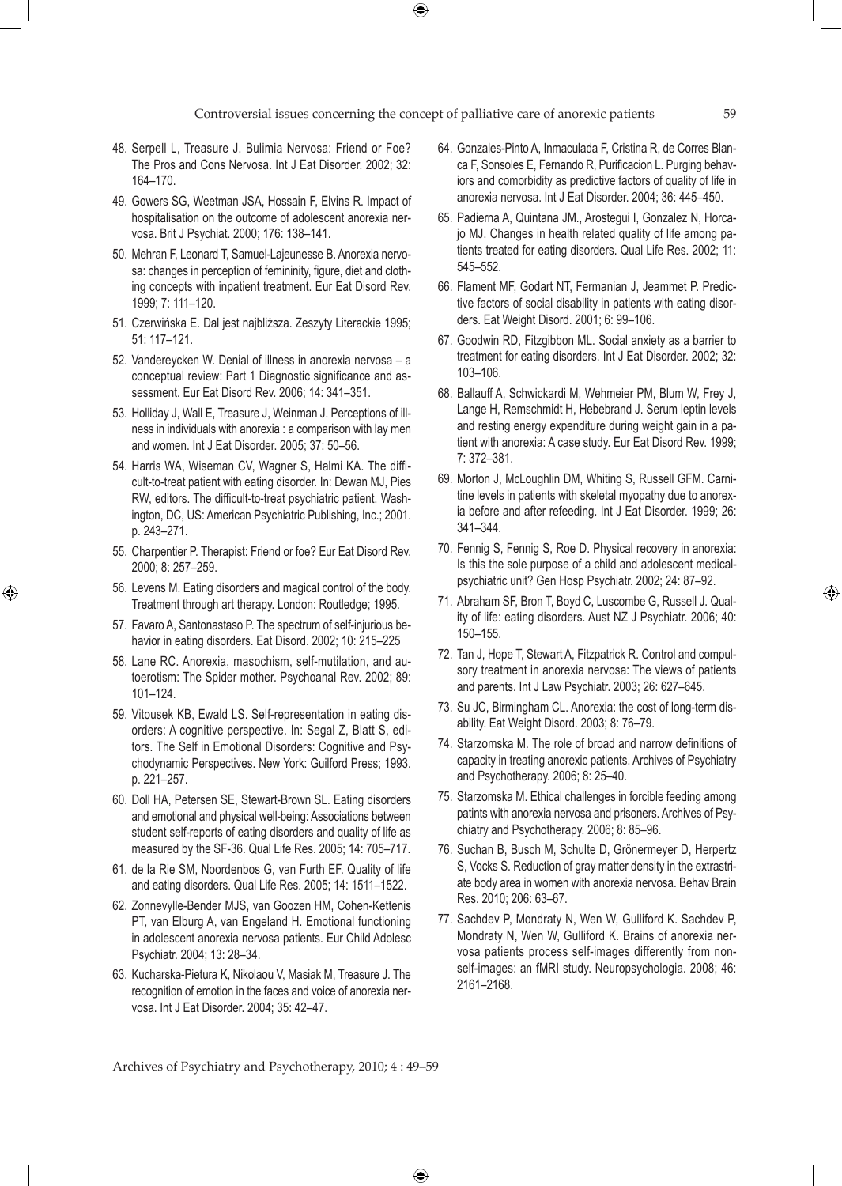48. Serpell L, Treasure J. Bulimia Nervosa: Friend or Foe? The Pros and Cons Nervosa. Int J Eat Disorder. 2002; 32: 164–170.
49. Gowers SG, Weetman JSA, Hossain F, Elvins R. Impact of hospitalisation on the outcome of adolescent anorexia nervosa. Brit J Psychiat. 2000; 176: 138–141.
50. Mehran F, Leonard T, Samuel-Lajeunesse B. Anorexia nervosa: changes in perception of femininity, figure, diet and clothing concepts with inpatient treatment. Eur Eat Disord Rev. 1999; 7: 111–120.
51. Czerwińska E. Dal jest najbliższa. Zeszyty Literackie 1995; 51: 117–121.
52. Vandereycken W. Denial of illness in anorexia nervosa – a conceptual review: Part 1 Diagnostic significance and assessment. Eur Eat Disord Rev. 2006; 14: 341–351.
53. Holliday J, Wall E, Treasure J, Weinman J. Perceptions of illness in individuals with anorexia : a comparison with lay men and women. Int J Eat Disorder. 2005; 37: 50–56.
54. Harris WA, Wiseman CV, Wagner S, Halmi KA. The difficult-to-treat patient with eating disorder. In: Dewan MJ, Pies RW, editors. The difficult-to-treat psychiatric patient. Washington, DC, US: American Psychiatric Publishing, Inc.; 2001. p. 243–271.
55. Charpentier P. Therapist: Friend or foe? Eur Eat Disord Rev. 2000; 8: 257–259.
56. Levens M. Eating disorders and magical control of the body. Treatment through art therapy. London: Routledge; 1995.
57. Favaro A, Santonastaso P. The spectrum of self-injurious behavior in eating disorders. Eat Disord. 2002; 10: 215–225
58. Lane RC. Anorexia, masochism, self-mutilation, and autoerotism: The Spider mother. Psychoanal Rev. 2002; 89: 101–124.
59. Vitousek KB, Ewald LS. Self-representation in eating disorders: A cognitive perspective. In: Segal Z, Blatt S, editors. The Self in Emotional Disorders: Cognitive and Psychodynamic Perspectives. New York: Guilford Press; 1993. p. 221–257.
60. Doll HA, Petersen SE, Stewart-Brown SL. Eating disorders and emotional and physical well-being: Associations between student self-reports of eating disorders and quality of life as measured by the SF-36. Qual Life Res. 2005; 14: 705–717.
61. de la Rie SM, Noordenbos G, van Furth EF. Quality of life and eating disorders. Qual Life Res. 2005; 14: 1511–1522.
62. Zonnevylle-Bender MJS, van Goozen HM, Cohen-Kettenis PT, van Elburg A, van Engeland H. Emotional functioning in adolescent anorexia nervosa patients. Eur Child Adolesc Psychiatr. 2004; 13: 28–34.
63. Kucharska-Pietura K, Nikolaou V, Masiak M, Treasure J. The recognition of emotion in the faces and voice of anorexia nervosa. Int J Eat Disorder. 2004; 35: 42–47.
64. Gonzales-Pinto A, Inmaculada F, Cristina R, de Corres Blanca F, Sonsoles E, Fernando R, Purificacion L. Purging behaviors and comorbidity as predictive factors of quality of life in anorexia nervosa. Int J Eat Disorder. 2004; 36: 445–450.
65. Padierna A, Quintana JM., Arostegui I, Gonzalez N, Horcajo MJ. Changes in health related quality of life among patients treated for eating disorders. Qual Life Res. 2002; 11: 545–552.
66. Flament MF, Godart NT, Fermanian J, Jeammet P. Predictive factors of social disability in patients with eating disorders. Eat Weight Disord. 2001; 6: 99–106.
67. Goodwin RD, Fitzgibbon ML. Social anxiety as a barrier to treatment for eating disorders. Int J Eat Disorder. 2002; 32: 103–106.
68. Ballauff A, Schwickardi M, Wehmeier PM, Blum W, Frey J, Lange H, Remschmidt H, Hebebrand J. Serum leptin levels and resting energy expenditure during weight gain in a patient with anorexia: A case study. Eur Eat Disord Rev. 1999; 7: 372–381.
69. Morton J, McLoughlin DM, Whiting S, Russell GFM. Carnitine levels in patients with skeletal myopathy due to anorexia before and after refeeding. Int J Eat Disorder. 1999; 26: 341–344.
70. Fennig S, Fennig S, Roe D. Physical recovery in anorexia: Is this the sole purpose of a child and adolescent medical-psychiatric unit? Gen Hosp Psychiatr. 2002; 24: 87–92.
71. Abraham SF, Bron T, Boyd C, Luscombe G, Russell J. Quality of life: eating disorders. Aust NZ J Psychiatr. 2006; 40: 150–155.
72. Tan J, Hope T, Stewart A, Fitzpatrick R. Control and compulsory treatment in anorexia nervosa: The views of patients and parents. Int J Law Psychiatr. 2003; 26: 627–645.
73. Su JC, Birmingham CL. Anorexia: the cost of long-term disability. Eat Weight Disord. 2003; 8: 76–79.
74. Starzomska M. The role of broad and narrow definitions of capacity in treating anorexic patients. Archives of Psychiatry and Psychotherapy. 2006; 8: 25–40.
75. Starzomska M. Ethical challenges in forcible feeding among patints with anorexia nervosa and prisoners. Archives of Psychiatry and Psychotherapy. 2006; 8: 85–96.
76. Suchan B, Busch M, Schulte D, Grönermeyer D, Herpertz S, Vocks S. Reduction of gray matter density in the extrastriate body area in women with anorexia nervosa. Behav Brain Res. 2010; 206: 63–67.
77. Sachdev P, Mondraty N, Wen W, Gulliford K. Sachdev P, Mondraty N, Wen W, Gulliford K. Brains of anorexia nervosa patients process self-images differently from non-self-images: an fMRI study. Neuropsychologia. 2008; 46: 2161–2168.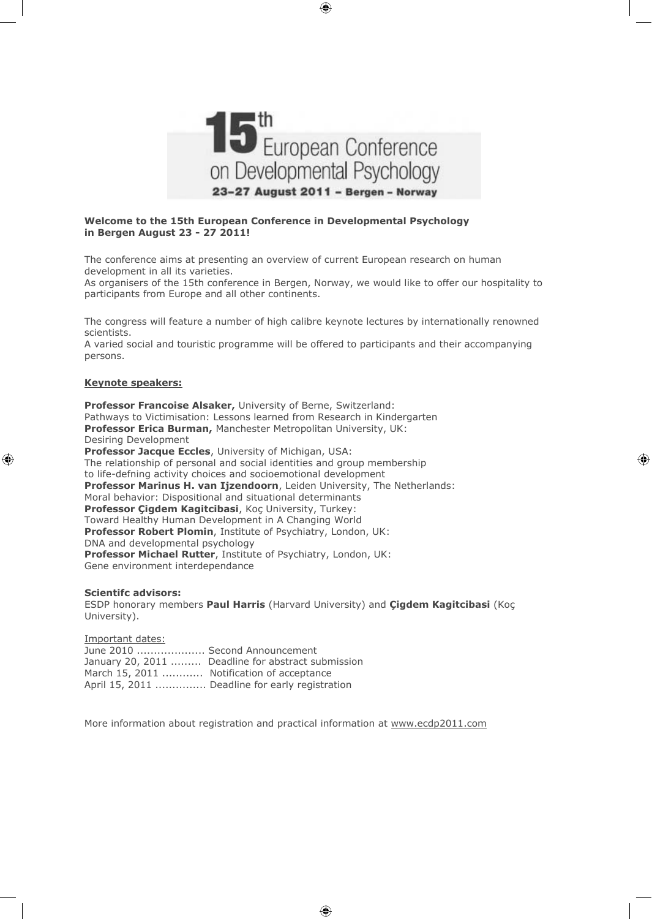# 15th European Conference on Developmental Psychology

**23–27 August 2011 – Bergen – Norway**

**Welcome to the 15th European Conference in Developmental Psychology in Bergen August 23 - 27 2011!**

The conference aims at presenting an overview of current European research on human development in all its varieties.
As organisers of the 15th conference in Bergen, Norway, we would like to offer our hospitality to participants from Europe and all other continents.

The congress will feature a number of high calibre keynote lectures by internationally renowned scientists.
A varied social and touristic programme will be offered to participants and their accompanying persons.

**Keynote speakers:**

**Professor Francoise Alsaker,** University of Berne, Switzerland:
Pathways to Victimisation: Lessons learned from Research in Kindergarten
**Professor Erica Burman,** Manchester Metropolitan University, UK:
Desiring Development
**Professor Jacque Eccles**, University of Michigan, USA:
The relationship of personal and social identities and group membership to life-defning activity choices and socioemotional development
**Professor Marinus H. van Ijzendoorn**, Leiden University, The Netherlands:
Moral behavior: Dispositional and situational determinants
**Professor Çigdem Kagitcibasi**, Koç University, Turkey:
Toward Healthy Human Development in A Changing World
**Professor Robert Plomin**, Institute of Psychiatry, London, UK:
DNA and developmental psychology
**Professor Michael Rutter**, Institute of Psychiatry, London, UK:
Gene environment interdependance

**Scientifc advisors:**
ESDP honorary members **Paul Harris** (Harvard University) and **Çigdem Kagitcibasi** (Koç University).

Important dates:
June 2010 .................... Second Announcement
January 20, 2011 ......... Deadline for abstract submission
March 15, 2011 ............ Notification of acceptance
April 15, 2011 ............... Deadline for early registration

More information about registration and practical information at www.ecdp2011.com